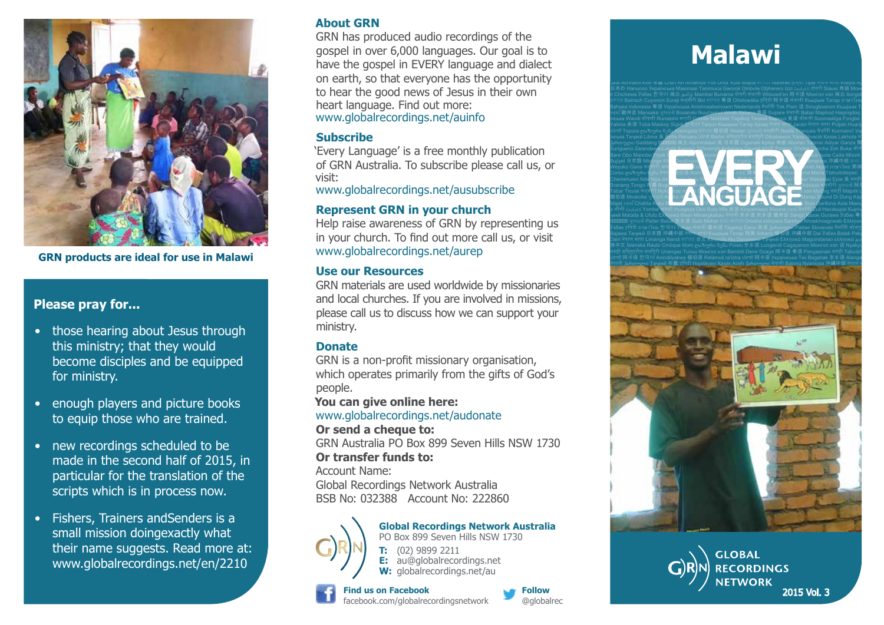GRN products are ideal for use in Malawi

## Please pray for...

- those hearing about Jesus through this ministry; that they would become disciples and be equipped for ministry.
- enough players and picture books to equip those who are trained.
- new recordings scheduled to be made in the second half of 2015, in particular for the translation of the scripts which is in process now.
- Fishers, Trainers andSenders is a small mission doingexactly what their name suggests. Read more at: www.globalrecordings.net/en/2210

## About GRN

GRN has produced audio recordings of the gospel in over 6,000 languages. Our goal is to have the gospel in EVERY language and dialect on earth, so that everyone has the opportunity to hear the good news of Jesus in their own heart language. Find out more:
www.globalrecordings.net/auinfo

## Subscribe

'Every Language' is a free monthly publication of GRN Australia. To subscribe please call us, or visit:
www.globalrecordings.net/ausubscribe

## Represent GRN in your church

Help raise awareness of GRN by representing us in your church. To find out more call us, or visit
www.globalrecordings.net/aurep

## Use our Resources

GRN materials are used worldwide by missionaries and local churches. If you are involved in missions, please call us to discuss how we can support your ministry.

## Donate

GRN is a non-profit missionary organisation, which operates primarily from the gifts of God's people.

**You can give online here:**
www.globalrecordings.net/audonate
**Or send a cheque to:**
GRN Australia PO Box 899 Seven Hills NSW 1730
**Or transfer funds to:**
Account Name:
Global Recordings Network Australia
BSB No: 032388 Account No: 222860

**Global Recordings Network Australia**
PO Box 899 Seven Hills NSW 1730
**T:** (02) 9899 2211
**E:** au@globalrecordings.net
**W:** globalrecordings.net/au

**Find us on Facebook**
facebook.com/globalrecordingsnetwork

**Follow**
@globalrec

# Malawi

EVERY LANGUAGE

GLOBAL RECORDINGS NETWORK

2015 Vol. 3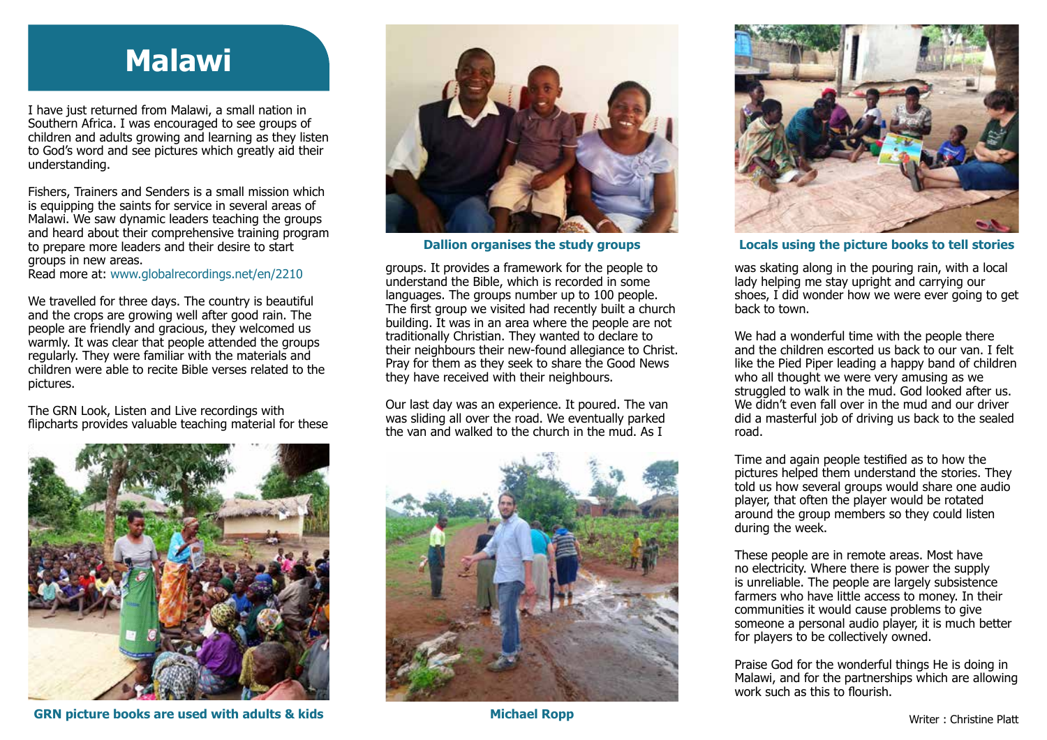# Malawi

I have just returned from Malawi, a small nation in Southern Africa. I was encouraged to see groups of children and adults growing and learning as they listen to God's word and see pictures which greatly aid their understanding.

Fishers, Trainers and Senders is a small mission which is equipping the saints for service in several areas of Malawi. We saw dynamic leaders teaching the groups and heard about their comprehensive training program to prepare more leaders and their desire to start groups in new areas.
Read more at: www.globalrecordings.net/en/2210

We travelled for three days. The country is beautiful and the crops are growing well after good rain. The people are friendly and gracious, they welcomed us warmly. It was clear that people attended the groups regularly. They were familiar with the materials and children were able to recite Bible verses related to the pictures.

The GRN Look, Listen and Live recordings with flipcharts provides valuable teaching material for these groups. It provides a framework for the people to understand the Bible, which is recorded in some languages. The groups number up to 100 people. The first group we visited had recently built a church building. It was in an area where the people are not traditionally Christian. They wanted to declare to their neighbours their new-found allegiance to Christ. Pray for them as they seek to share the Good News they have received with their neighbours.

Our last day was an experience. It poured. The van was sliding all over the road. We eventually parked the van and walked to the church in the mud. As I was skating along in the pouring rain, with a local lady helping me stay upright and carrying our shoes, I did wonder how we were ever going to get back to town.

We had a wonderful time with the people there and the children escorted us back to our van. I felt like the Pied Piper leading a happy band of children who all thought we were very amusing as we struggled to walk in the mud. God looked after us. We didn't even fall over in the mud and our driver did a masterful job of driving us back to the sealed road.

Time and again people testified as to how the pictures helped them understand the stories. They told us how several groups would share one audio player, that often the player would be rotated around the group members so they could listen during the week.

These people are in remote areas. Most have no electricity. Where there is power the supply is unreliable. The people are largely subsistence farmers who have little access to money. In their communities it would cause problems to give someone a personal audio player, it is much better for players to be collectively owned.

Praise God for the wonderful things He is doing in Malawi, and for the partnerships which are allowing work such as this to flourish.

Writer : Christine Platt

**GRN picture books are used with adults & kids**

**Dallion organises the study groups**

**Michael Ropp**

**Locals using the picture books to tell stories**